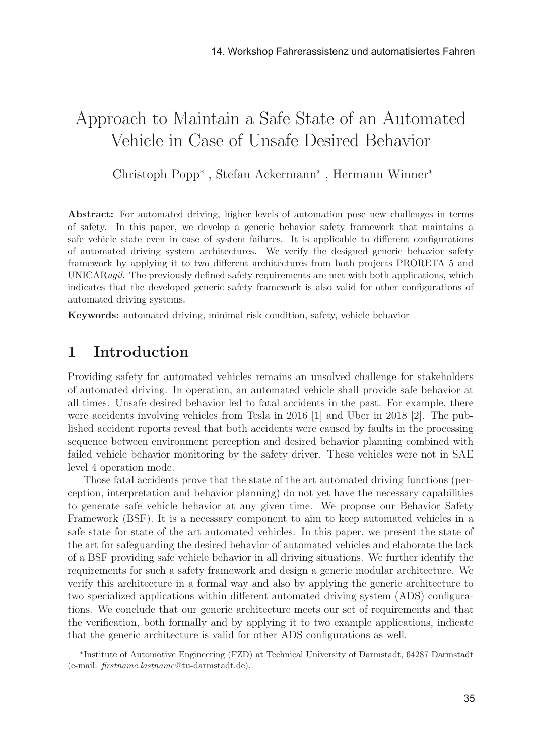// Approach to Maintain a Safe State of an Automated Vehicle in Case of Unsafe Desired Behavior

Christoph Popp* , Stefan Ackermann* , Hermann Winner*

**Abstract:** For automated driving, higher levels of automation pose new challenges in terms of safety. In this paper, we develop a generic behavior safety framework that maintains a safe vehicle state even in case of system failures. It is applicable to different configurations of automated driving system architectures. We verify the designed generic behavior safety framework by applying it to two different architectures from both projects PRORETA 5 and UNICAR*agil*. The previously defined safety requirements are met with both applications, which indicates that the developed generic safety framework is also valid for other configurations of automated driving systems.

**Keywords:** automated driving, minimal risk condition, safety, vehicle behavior

## 1 Introduction

Providing safety for automated vehicles remains an unsolved challenge for stakeholders of automated driving. In operation, an automated vehicle shall provide safe behavior at all times. Unsafe desired behavior led to fatal accidents in the past. For example, there were accidents involving vehicles from Tesla in 2016 [1] and Uber in 2018 [2]. The published accident reports reveal that both accidents were caused by faults in the processing sequence between environment perception and desired behavior planning combined with failed vehicle behavior monitoring by the safety driver. These vehicles were not in SAE level 4 operation mode.

Those fatal accidents prove that the state of the art automated driving functions (perception, interpretation and behavior planning) do not yet have the necessary capabilities to generate safe vehicle behavior at any given time. We propose our Behavior Safety Framework (BSF). It is a necessary component to aim to keep automated vehicles in a safe state for state of the art automated vehicles. In this paper, we present the state of the art for safeguarding the desired behavior of automated vehicles and elaborate the lack of a BSF providing safe vehicle behavior in all driving situations. We further identify the requirements for such a safety framework and design a generic modular architecture. We verify this architecture in a formal way and also by applying the generic architecture to two specialized applications within different automated driving system (ADS) configurations. We conclude that our generic architecture meets our set of requirements and that the verification, both formally and by applying it to two example applications, indicate that the generic architecture is valid for other ADS configurations as well.

*Institute of Automotive Engineering (FZD) at Technical University of Darmstadt, 64287 Darmstadt (e-mail: *firstname.lastname*@tu-darmstadt.de).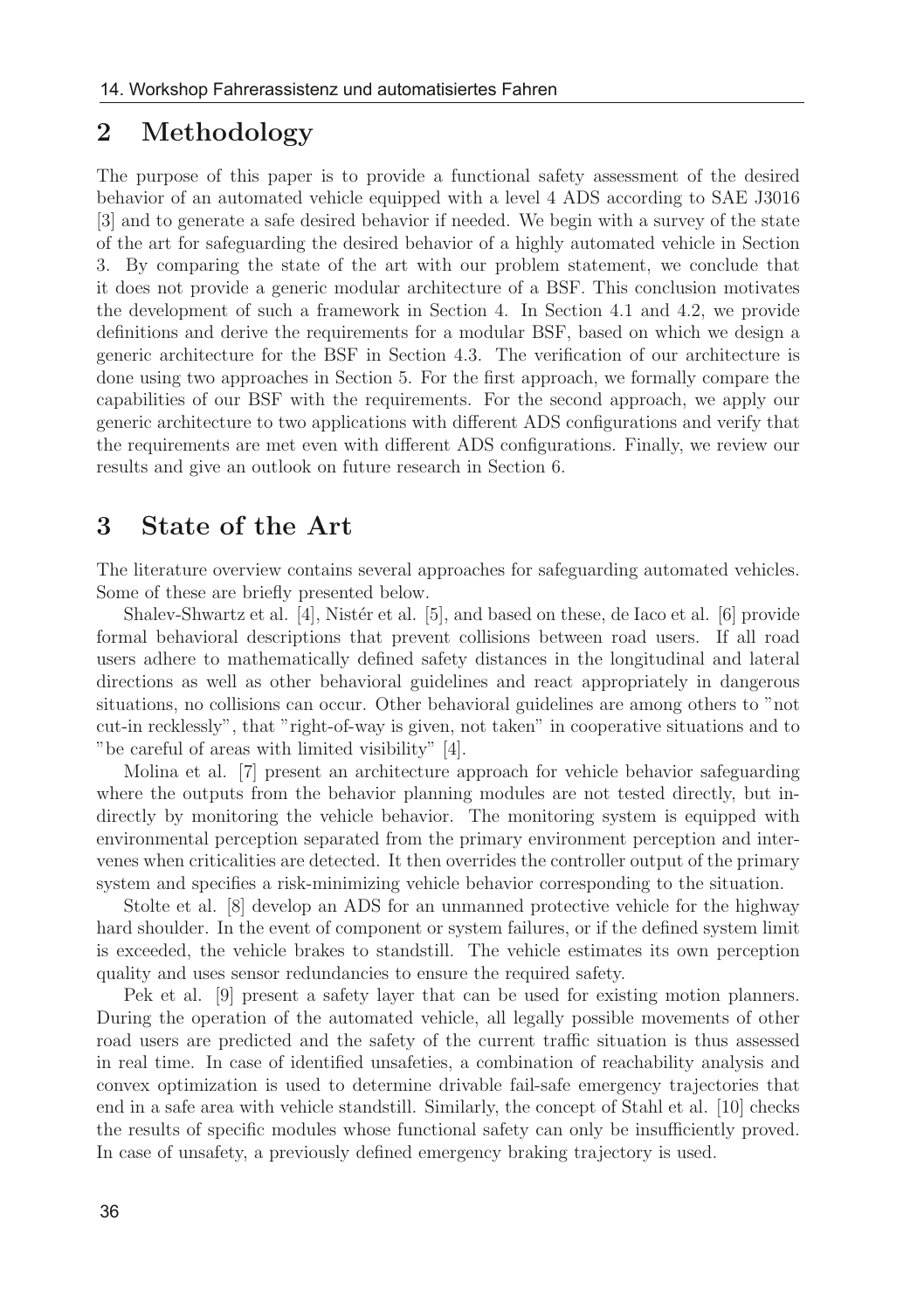## 2 Methodology

The purpose of this paper is to provide a functional safety assessment of the desired behavior of an automated vehicle equipped with a level 4 ADS according to SAE J3016 [3] and to generate a safe desired behavior if needed. We begin with a survey of the state of the art for safeguarding the desired behavior of a highly automated vehicle in Section 3. By comparing the state of the art with our problem statement, we conclude that it does not provide a generic modular architecture of a BSF. This conclusion motivates the development of such a framework in Section 4. In Section 4.1 and 4.2, we provide definitions and derive the requirements for a modular BSF, based on which we design a generic architecture for the BSF in Section 4.3. The verification of our architecture is done using two approaches in Section 5. For the first approach, we formally compare the capabilities of our BSF with the requirements. For the second approach, we apply our generic architecture to two applications with different ADS configurations and verify that the requirements are met even with different ADS configurations. Finally, we review our results and give an outlook on future research in Section 6.

## 3 State of the Art

The literature overview contains several approaches for safeguarding automated vehicles. Some of these are briefly presented below.

Shalev-Shwartz et al. [4], Nistér et al. [5], and based on these, de Iaco et al. [6] provide formal behavioral descriptions that prevent collisions between road users. If all road users adhere to mathematically defined safety distances in the longitudinal and lateral directions as well as other behavioral guidelines and react appropriately in dangerous situations, no collisions can occur. Other behavioral guidelines are among others to "not cut-in recklessly", that "right-of-way is given, not taken" in cooperative situations and to "be careful of areas with limited visibility" [4].

Molina et al. [7] present an architecture approach for vehicle behavior safeguarding where the outputs from the behavior planning modules are not tested directly, but indirectly by monitoring the vehicle behavior. The monitoring system is equipped with environmental perception separated from the primary environment perception and intervenes when criticalities are detected. It then overrides the controller output of the primary system and specifies a risk-minimizing vehicle behavior corresponding to the situation.

Stolte et al. [8] develop an ADS for an unmanned protective vehicle for the highway hard shoulder. In the event of component or system failures, or if the defined system limit is exceeded, the vehicle brakes to standstill. The vehicle estimates its own perception quality and uses sensor redundancies to ensure the required safety.

Pek et al. [9] present a safety layer that can be used for existing motion planners. During the operation of the automated vehicle, all legally possible movements of other road users are predicted and the safety of the current traffic situation is thus assessed in real time. In case of identified unsafeties, a combination of reachability analysis and convex optimization is used to determine drivable fail-safe emergency trajectories that end in a safe area with vehicle standstill. Similarly, the concept of Stahl et al. [10] checks the results of specific modules whose functional safety can only be insufficiently proved. In case of unsafety, a previously defined emergency braking trajectory is used.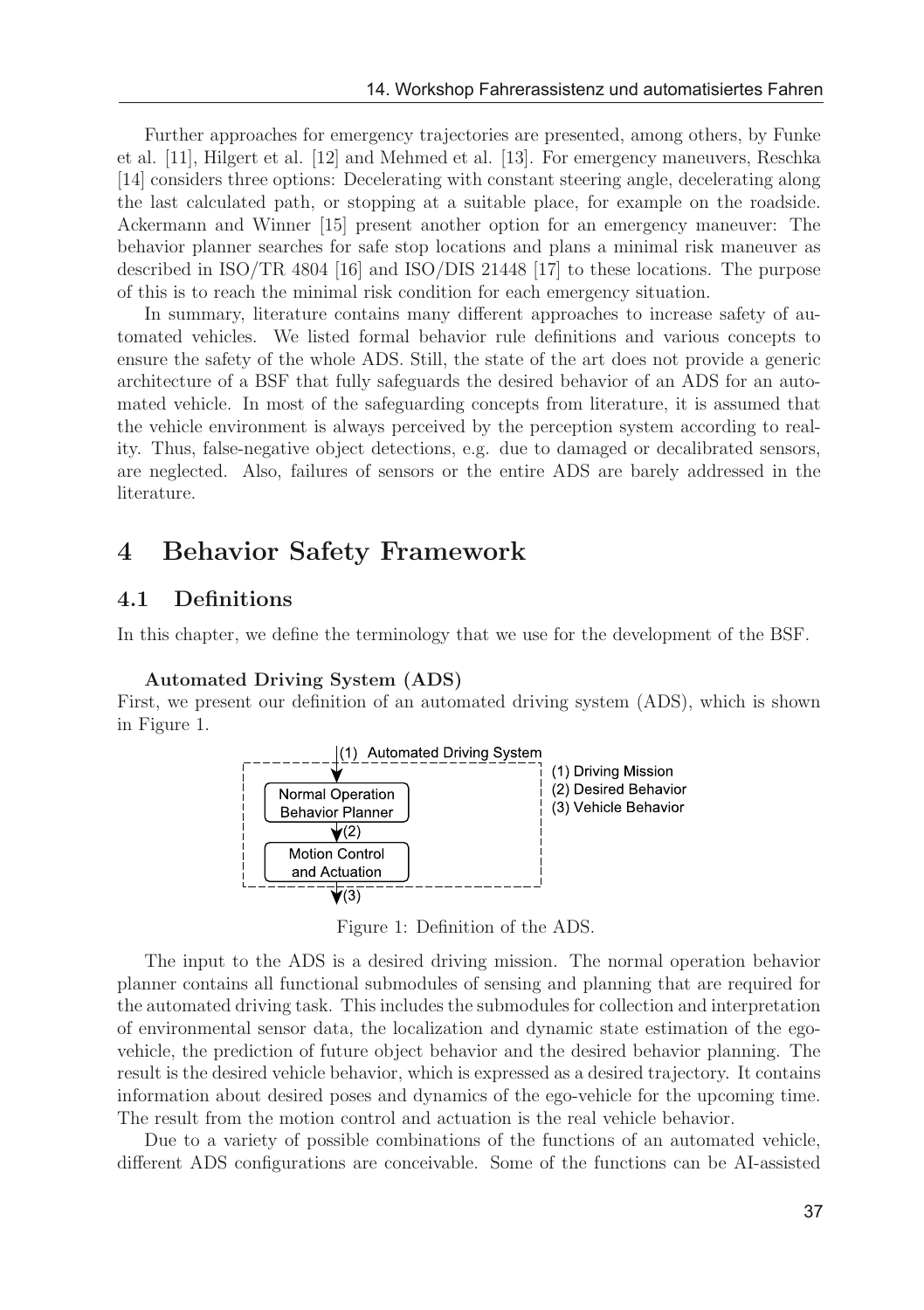Further approaches for emergency trajectories are presented, among others, by Funke et al. [11], Hilgert et al. [12] and Mehmed et al. [13]. For emergency maneuvers, Reschka [14] considers three options: Decelerating with constant steering angle, decelerating along the last calculated path, or stopping at a suitable place, for example on the roadside. Ackermann and Winner [15] present another option for an emergency maneuver: The behavior planner searches for safe stop locations and plans a minimal risk maneuver as described in ISO/TR 4804 [16] and ISO/DIS 21448 [17] to these locations. The purpose of this is to reach the minimal risk condition for each emergency situation.

In summary, literature contains many different approaches to increase safety of automated vehicles. We listed formal behavior rule definitions and various concepts to ensure the safety of the whole ADS. Still, the state of the art does not provide a generic architecture of a BSF that fully safeguards the desired behavior of an ADS for an automated vehicle. In most of the safeguarding concepts from literature, it is assumed that the vehicle environment is always perceived by the perception system according to reality. Thus, false-negative object detections, e.g. due to damaged or decalibrated sensors, are neglected. Also, failures of sensors or the entire ADS are barely addressed in the literature.

# 4 Behavior Safety Framework

## 4.1 Definitions

In this chapter, we define the terminology that we use for the development of the BSF.

**Automated Driving System (ADS)**

First, we present our definition of an automated driving system (ADS), which is shown in Figure 1.

Figure 1: Definition of the ADS.

The input to the ADS is a desired driving mission. The normal operation behavior planner contains all functional submodules of sensing and planning that are required for the automated driving task. This includes the submodules for collection and interpretation of environmental sensor data, the localization and dynamic state estimation of the ego-vehicle, the prediction of future object behavior and the desired behavior planning. The result is the desired vehicle behavior, which is expressed as a desired trajectory. It contains information about desired poses and dynamics of the ego-vehicle for the upcoming time. The result from the motion control and actuation is the real vehicle behavior.

Due to a variety of possible combinations of the functions of an automated vehicle, different ADS configurations are conceivable. Some of the functions can be AI-assisted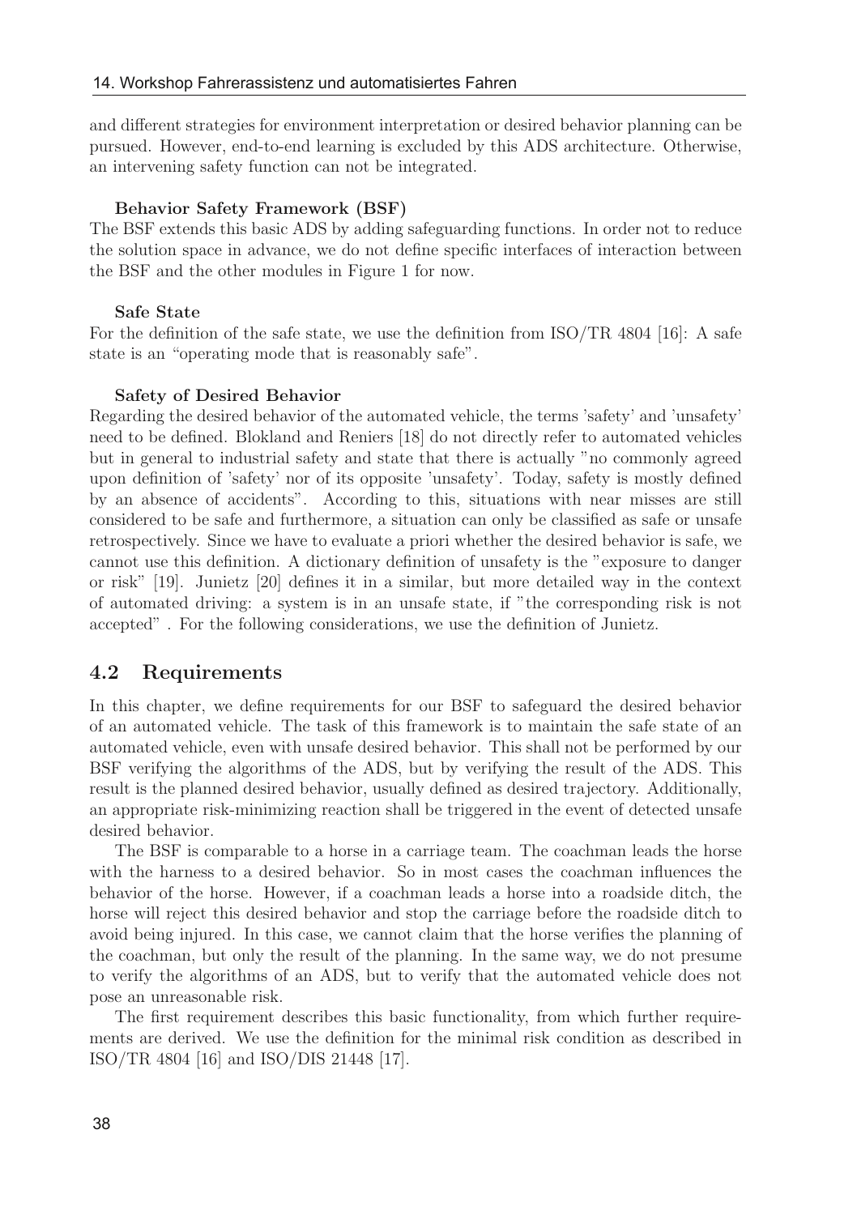and different strategies for environment interpretation or desired behavior planning can be pursued. However, end-to-end learning is excluded by this ADS architecture. Otherwise, an intervening safety function can not be integrated.

**Behavior Safety Framework (BSF)**

The BSF extends this basic ADS by adding safeguarding functions. In order not to reduce the solution space in advance, we do not define specific interfaces of interaction between the BSF and the other modules in Figure 1 for now.

**Safe State**

For the definition of the safe state, we use the definition from ISO/TR 4804 [16]: A safe state is an "operating mode that is reasonably safe".

**Safety of Desired Behavior**

Regarding the desired behavior of the automated vehicle, the terms 'safety' and 'unsafety' need to be defined. Blokland and Reniers [18] do not directly refer to automated vehicles but in general to industrial safety and state that there is actually "no commonly agreed upon definition of 'safety' nor of its opposite 'unsafety'. Today, safety is mostly defined by an absence of accidents". According to this, situations with near misses are still considered to be safe and furthermore, a situation can only be classified as safe or unsafe retrospectively. Since we have to evaluate a priori whether the desired behavior is safe, we cannot use this definition. A dictionary definition of unsafety is the "exposure to danger or risk" [19]. Junietz [20] defines it in a similar, but more detailed way in the context of automated driving: a system is in an unsafe state, if "the corresponding risk is not accepted" . For the following considerations, we use the definition of Junietz.

## 4.2 Requirements

In this chapter, we define requirements for our BSF to safeguard the desired behavior of an automated vehicle. The task of this framework is to maintain the safe state of an automated vehicle, even with unsafe desired behavior. This shall not be performed by our BSF verifying the algorithms of the ADS, but by verifying the result of the ADS. This result is the planned desired behavior, usually defined as desired trajectory. Additionally, an appropriate risk-minimizing reaction shall be triggered in the event of detected unsafe desired behavior.

The BSF is comparable to a horse in a carriage team. The coachman leads the horse with the harness to a desired behavior. So in most cases the coachman influences the behavior of the horse. However, if a coachman leads a horse into a roadside ditch, the horse will reject this desired behavior and stop the carriage before the roadside ditch to avoid being injured. In this case, we cannot claim that the horse verifies the planning of the coachman, but only the result of the planning. In the same way, we do not presume to verify the algorithms of an ADS, but to verify that the automated vehicle does not pose an unreasonable risk.

The first requirement describes this basic functionality, from which further requirements are derived. We use the definition for the minimal risk condition as described in ISO/TR 4804 [16] and ISO/DIS 21448 [17].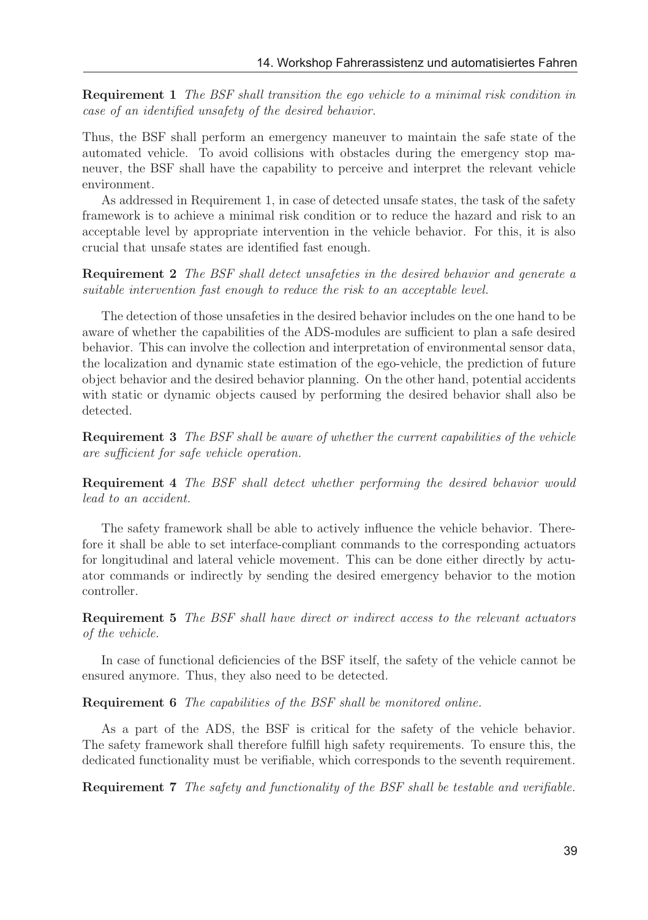**Requirement 1** *The BSF shall transition the ego vehicle to a minimal risk condition in case of an identified unsafety of the desired behavior.*

Thus, the BSF shall perform an emergency maneuver to maintain the safe state of the automated vehicle. To avoid collisions with obstacles during the emergency stop maneuver, the BSF shall have the capability to perceive and interpret the relevant vehicle environment.

As addressed in Requirement 1, in case of detected unsafe states, the task of the safety framework is to achieve a minimal risk condition or to reduce the hazard and risk to an acceptable level by appropriate intervention in the vehicle behavior. For this, it is also crucial that unsafe states are identified fast enough.

**Requirement 2** *The BSF shall detect unsafeties in the desired behavior and generate a suitable intervention fast enough to reduce the risk to an acceptable level.*

The detection of those unsafeties in the desired behavior includes on the one hand to be aware of whether the capabilities of the ADS-modules are sufficient to plan a safe desired behavior. This can involve the collection and interpretation of environmental sensor data, the localization and dynamic state estimation of the ego-vehicle, the prediction of future object behavior and the desired behavior planning. On the other hand, potential accidents with static or dynamic objects caused by performing the desired behavior shall also be detected.

**Requirement 3** *The BSF shall be aware of whether the current capabilities of the vehicle are sufficient for safe vehicle operation.*

**Requirement 4** *The BSF shall detect whether performing the desired behavior would lead to an accident.*

The safety framework shall be able to actively influence the vehicle behavior. Therefore it shall be able to set interface-compliant commands to the corresponding actuators for longitudinal and lateral vehicle movement. This can be done either directly by actuator commands or indirectly by sending the desired emergency behavior to the motion controller.

**Requirement 5** *The BSF shall have direct or indirect access to the relevant actuators of the vehicle.*

In case of functional deficiencies of the BSF itself, the safety of the vehicle cannot be ensured anymore. Thus, they also need to be detected.

**Requirement 6** *The capabilities of the BSF shall be monitored online.*

As a part of the ADS, the BSF is critical for the safety of the vehicle behavior. The safety framework shall therefore fulfill high safety requirements. To ensure this, the dedicated functionality must be verifiable, which corresponds to the seventh requirement.

**Requirement 7** *The safety and functionality of the BSF shall be testable and verifiable.*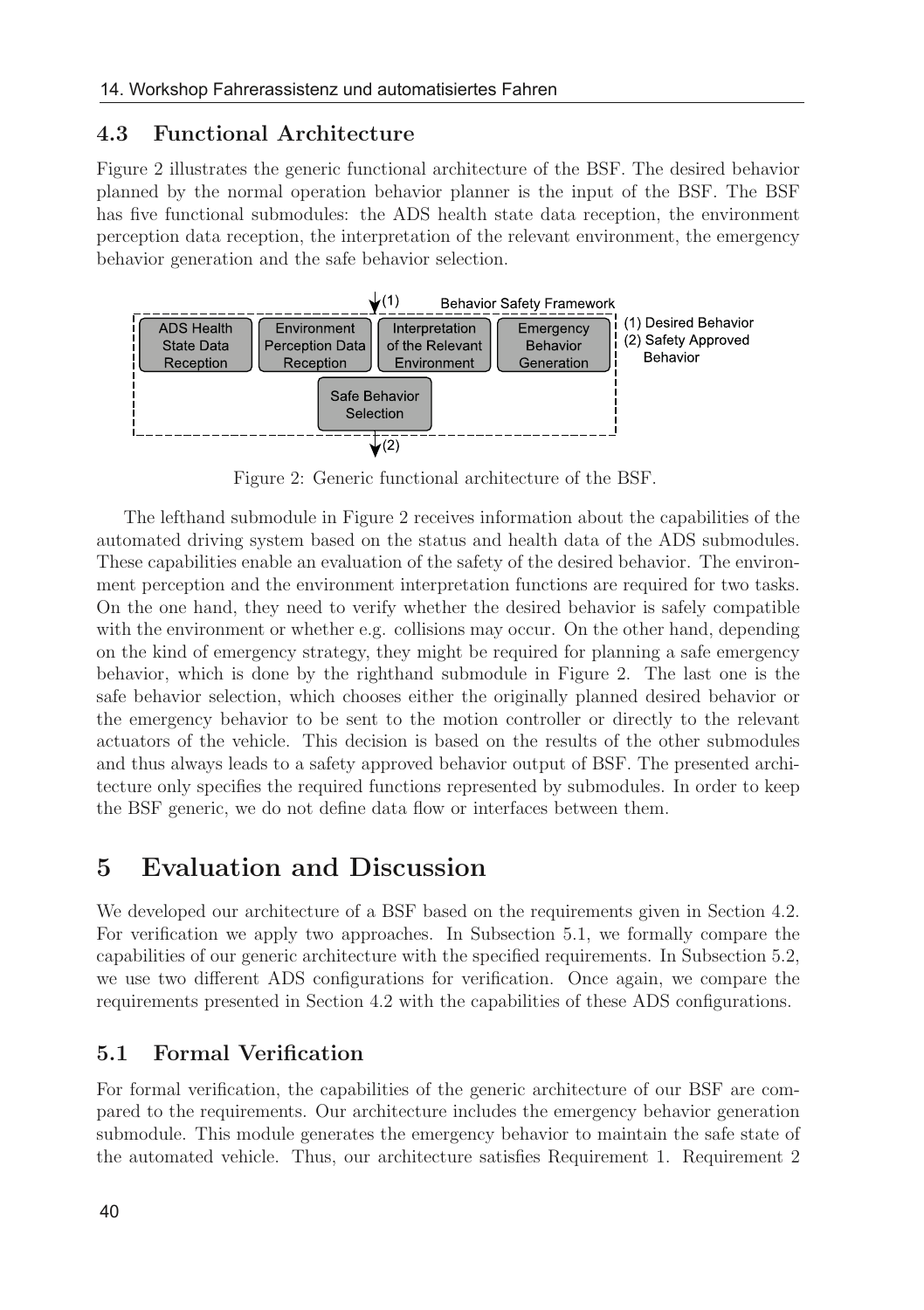### 4.3 Functional Architecture

Figure 2 illustrates the generic functional architecture of the BSF. The desired behavior planned by the normal operation behavior planner is the input of the BSF. The BSF has five functional submodules: the ADS health state data reception, the environment perception data reception, the interpretation of the relevant environment, the emergency behavior generation and the safe behavior selection.

Figure 2: Generic functional architecture of the BSF.

The lefthand submodule in Figure 2 receives information about the capabilities of the automated driving system based on the status and health data of the ADS submodules. These capabilities enable an evaluation of the safety of the desired behavior. The environment perception and the environment interpretation functions are required for two tasks. On the one hand, they need to verify whether the desired behavior is safely compatible with the environment or whether e.g. collisions may occur. On the other hand, depending on the kind of emergency strategy, they might be required for planning a safe emergency behavior, which is done by the righthand submodule in Figure 2. The last one is the safe behavior selection, which chooses either the originally planned desired behavior or the emergency behavior to be sent to the motion controller or directly to the relevant actuators of the vehicle. This decision is based on the results of the other submodules and thus always leads to a safety approved behavior output of BSF. The presented architecture only specifies the required functions represented by submodules. In order to keep the BSF generic, we do not define data flow or interfaces between them.

## 5 Evaluation and Discussion

We developed our architecture of a BSF based on the requirements given in Section 4.2. For verification we apply two approaches. In Subsection 5.1, we formally compare the capabilities of our generic architecture with the specified requirements. In Subsection 5.2, we use two different ADS configurations for verification. Once again, we compare the requirements presented in Section 4.2 with the capabilities of these ADS configurations.

### 5.1 Formal Verification

For formal verification, the capabilities of the generic architecture of our BSF are compared to the requirements. Our architecture includes the emergency behavior generation submodule. This module generates the emergency behavior to maintain the safe state of the automated vehicle. Thus, our architecture satisfies Requirement 1. Requirement 2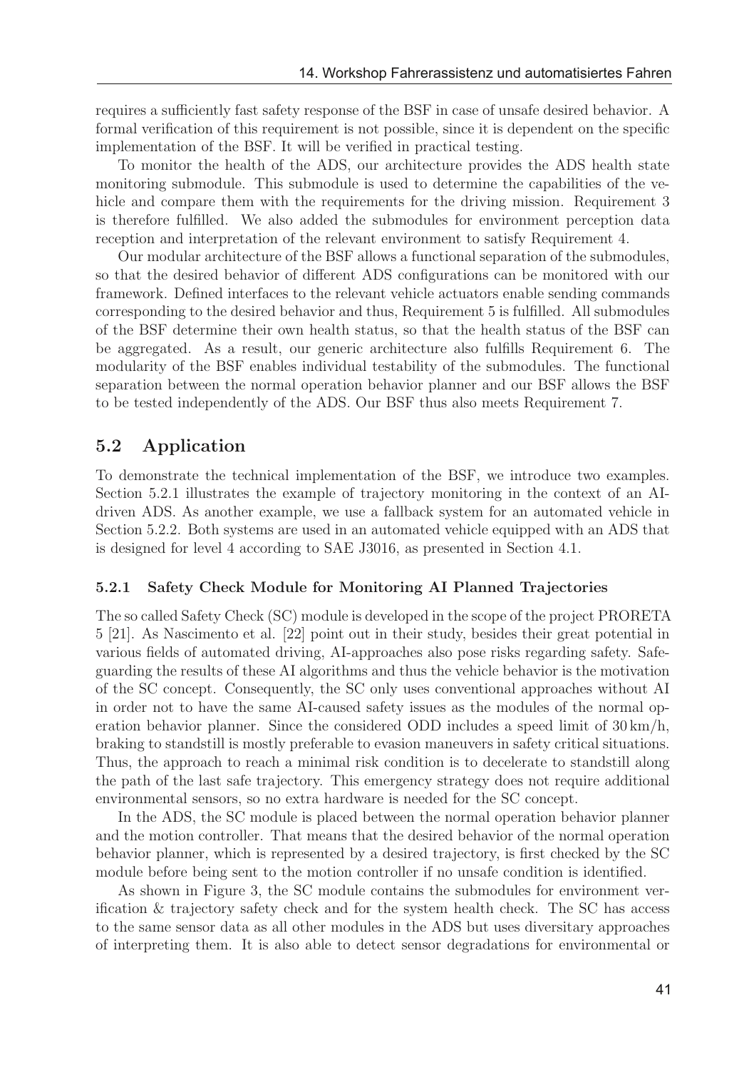requires a sufficiently fast safety response of the BSF in case of unsafe desired behavior. A formal verification of this requirement is not possible, since it is dependent on the specific implementation of the BSF. It will be verified in practical testing.

To monitor the health of the ADS, our architecture provides the ADS health state monitoring submodule. This submodule is used to determine the capabilities of the vehicle and compare them with the requirements for the driving mission. Requirement 3 is therefore fulfilled. We also added the submodules for environment perception data reception and interpretation of the relevant environment to satisfy Requirement 4.

Our modular architecture of the BSF allows a functional separation of the submodules, so that the desired behavior of different ADS configurations can be monitored with our framework. Defined interfaces to the relevant vehicle actuators enable sending commands corresponding to the desired behavior and thus, Requirement 5 is fulfilled. All submodules of the BSF determine their own health status, so that the health status of the BSF can be aggregated. As a result, our generic architecture also fulfills Requirement 6. The modularity of the BSF enables individual testability of the submodules. The functional separation between the normal operation behavior planner and our BSF allows the BSF to be tested independently of the ADS. Our BSF thus also meets Requirement 7.

## 5.2 Application

To demonstrate the technical implementation of the BSF, we introduce two examples. Section 5.2.1 illustrates the example of trajectory monitoring in the context of an AI-driven ADS. As another example, we use a fallback system for an automated vehicle in Section 5.2.2. Both systems are used in an automated vehicle equipped with an ADS that is designed for level 4 according to SAE J3016, as presented in Section 4.1.

### 5.2.1 Safety Check Module for Monitoring AI Planned Trajectories

The so called Safety Check (SC) module is developed in the scope of the project PRORETA 5 [21]. As Nascimento et al. [22] point out in their study, besides their great potential in various fields of automated driving, AI-approaches also pose risks regarding safety. Safeguarding the results of these AI algorithms and thus the vehicle behavior is the motivation of the SC concept. Consequently, the SC only uses conventional approaches without AI in order not to have the same AI-caused safety issues as the modules of the normal operation behavior planner. Since the considered ODD includes a speed limit of 30 km/h, braking to standstill is mostly preferable to evasion maneuvers in safety critical situations. Thus, the approach to reach a minimal risk condition is to decelerate to standstill along the path of the last safe trajectory. This emergency strategy does not require additional environmental sensors, so no extra hardware is needed for the SC concept.

In the ADS, the SC module is placed between the normal operation behavior planner and the motion controller. That means that the desired behavior of the normal operation behavior planner, which is represented by a desired trajectory, is first checked by the SC module before being sent to the motion controller if no unsafe condition is identified.

As shown in Figure 3, the SC module contains the submodules for environment verification & trajectory safety check and for the system health check. The SC has access to the same sensor data as all other modules in the ADS but uses diversitary approaches of interpreting them. It is also able to detect sensor degradations for environmental or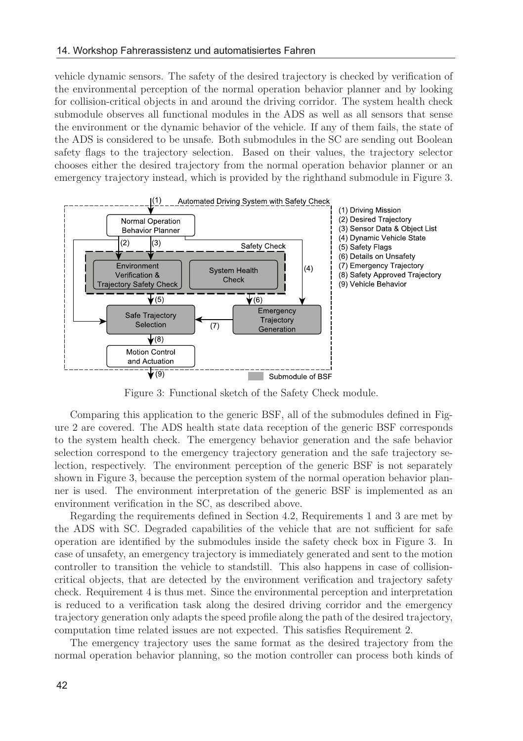vehicle dynamic sensors. The safety of the desired trajectory is checked by verification of the environmental perception of the normal operation behavior planner and by looking for collision-critical objects in and around the driving corridor. The system health check submodule observes all functional modules in the ADS as well as all sensors that sense the environment or the dynamic behavior of the vehicle. If any of them fails, the state of the ADS is considered to be unsafe. Both submodules in the SC are sending out Boolean safety flags to the trajectory selection. Based on their values, the trajectory selector chooses either the desired trajectory from the normal operation behavior planner or an emergency trajectory instead, which is provided by the righthand submodule in Figure 3.

Figure 3: Functional sketch of the Safety Check module.

Comparing this application to the generic BSF, all of the submodules defined in Figure 2 are covered. The ADS health state data reception of the generic BSF corresponds to the system health check. The emergency behavior generation and the safe behavior selection correspond to the emergency trajectory generation and the safe trajectory selection, respectively. The environment perception of the generic BSF is not separately shown in Figure 3, because the perception system of the normal operation behavior planner is used. The environment interpretation of the generic BSF is implemented as an environment verification in the SC, as described above.

Regarding the requirements defined in Section 4.2, Requirements 1 and 3 are met by the ADS with SC. Degraded capabilities of the vehicle that are not sufficient for safe operation are identified by the submodules inside the safety check box in Figure 3. In case of unsafety, an emergency trajectory is immediately generated and sent to the motion controller to transition the vehicle to standstill. This also happens in case of collision-critical objects, that are detected by the environment verification and trajectory safety check. Requirement 4 is thus met. Since the environmental perception and interpretation is reduced to a verification task along the desired driving corridor and the emergency trajectory generation only adapts the speed profile along the path of the desired trajectory, computation time related issues are not expected. This satisfies Requirement 2.

The emergency trajectory uses the same format as the desired trajectory from the normal operation behavior planning, so the motion controller can process both kinds of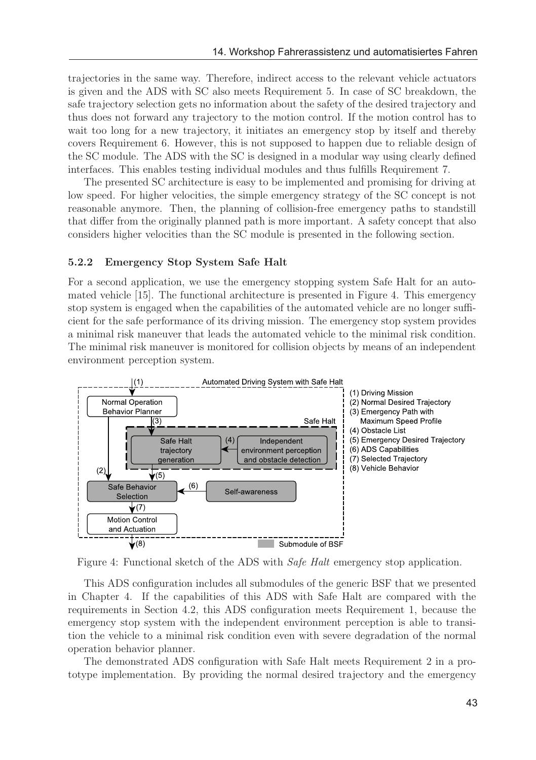trajectories in the same way. Therefore, indirect access to the relevant vehicle actuators is given and the ADS with SC also meets Requirement 5. In case of SC breakdown, the safe trajectory selection gets no information about the safety of the desired trajectory and thus does not forward any trajectory to the motion control. If the motion control has to wait too long for a new trajectory, it initiates an emergency stop by itself and thereby covers Requirement 6. However, this is not supposed to happen due to reliable design of the SC module. The ADS with the SC is designed in a modular way using clearly defined interfaces. This enables testing individual modules and thus fulfills Requirement 7.

The presented SC architecture is easy to be implemented and promising for driving at low speed. For higher velocities, the simple emergency strategy of the SC concept is not reasonable anymore. Then, the planning of collision-free emergency paths to standstill that differ from the originally planned path is more important. A safety concept that also considers higher velocities than the SC module is presented in the following section.

### 5.2.2 Emergency Stop System Safe Halt

For a second application, we use the emergency stopping system Safe Halt for an automated vehicle [15]. The functional architecture is presented in Figure 4. This emergency stop system is engaged when the capabilities of the automated vehicle are no longer sufficient for the safe performance of its driving mission. The emergency stop system provides a minimal risk maneuver that leads the automated vehicle to the minimal risk condition. The minimal risk maneuver is monitored for collision objects by means of an independent environment perception system.

Figure 4: Functional sketch of the ADS with *Safe Halt* emergency stop application.

This ADS configuration includes all submodules of the generic BSF that we presented in Chapter 4. If the capabilities of this ADS with Safe Halt are compared with the requirements in Section 4.2, this ADS configuration meets Requirement 1, because the emergency stop system with the independent environment perception is able to transition the vehicle to a minimal risk condition even with severe degradation of the normal operation behavior planner.

The demonstrated ADS configuration with Safe Halt meets Requirement 2 in a prototype implementation. By providing the normal desired trajectory and the emergency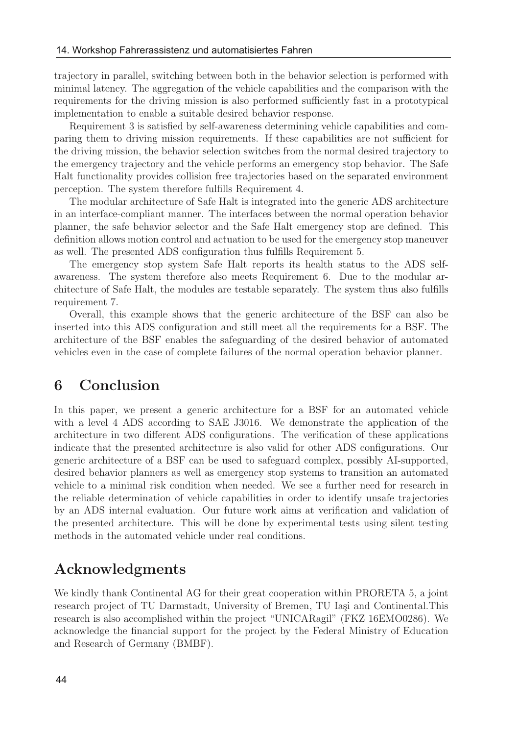trajectory in parallel, switching between both in the behavior selection is performed with minimal latency. The aggregation of the vehicle capabilities and the comparison with the requirements for the driving mission is also performed sufficiently fast in a prototypical implementation to enable a suitable desired behavior response.

Requirement 3 is satisfied by self-awareness determining vehicle capabilities and comparing them to driving mission requirements. If these capabilities are not sufficient for the driving mission, the behavior selection switches from the normal desired trajectory to the emergency trajectory and the vehicle performs an emergency stop behavior. The Safe Halt functionality provides collision free trajectories based on the separated environment perception. The system therefore fulfills Requirement 4.

The modular architecture of Safe Halt is integrated into the generic ADS architecture in an interface-compliant manner. The interfaces between the normal operation behavior planner, the safe behavior selector and the Safe Halt emergency stop are defined. This definition allows motion control and actuation to be used for the emergency stop maneuver as well. The presented ADS configuration thus fulfills Requirement 5.

The emergency stop system Safe Halt reports its health status to the ADS self-awareness. The system therefore also meets Requirement 6. Due to the modular architecture of Safe Halt, the modules are testable separately. The system thus also fulfills requirement 7.

Overall, this example shows that the generic architecture of the BSF can also be inserted into this ADS configuration and still meet all the requirements for a BSF. The architecture of the BSF enables the safeguarding of the desired behavior of automated vehicles even in the case of complete failures of the normal operation behavior planner.

## 6 Conclusion

In this paper, we present a generic architecture for a BSF for an automated vehicle with a level 4 ADS according to SAE J3016. We demonstrate the application of the architecture in two different ADS configurations. The verification of these applications indicate that the presented architecture is also valid for other ADS configurations. Our generic architecture of a BSF can be used to safeguard complex, possibly AI-supported, desired behavior planners as well as emergency stop systems to transition an automated vehicle to a minimal risk condition when needed. We see a further need for research in the reliable determination of vehicle capabilities in order to identify unsafe trajectories by an ADS internal evaluation. Our future work aims at verification and validation of the presented architecture. This will be done by experimental tests using silent testing methods in the automated vehicle under real conditions.

## Acknowledgments

We kindly thank Continental AG for their great cooperation within PRORETA 5, a joint research project of TU Darmstadt, University of Bremen, TU Iaşi and Continental.This research is also accomplished within the project "UNICARagil" (FKZ 16EMO0286). We acknowledge the financial support for the project by the Federal Ministry of Education and Research of Germany (BMBF).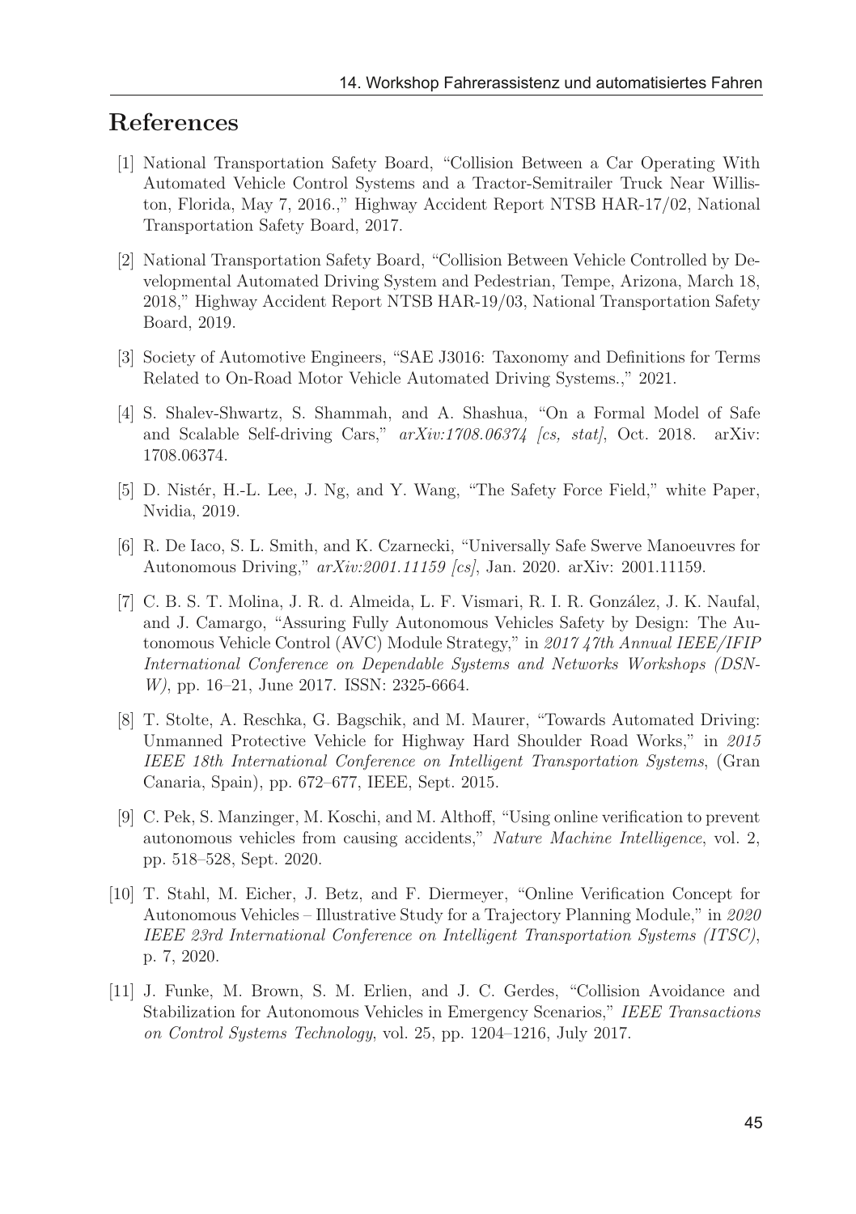## References

[1] National Transportation Safety Board, "Collision Between a Car Operating With Automated Vehicle Control Systems and a Tractor-Semitrailer Truck Near Williston, Florida, May 7, 2016.," Highway Accident Report NTSB HAR-17/02, National Transportation Safety Board, 2017.

[2] National Transportation Safety Board, "Collision Between Vehicle Controlled by Developmental Automated Driving System and Pedestrian, Tempe, Arizona, March 18, 2018," Highway Accident Report NTSB HAR-19/03, National Transportation Safety Board, 2019.

[3] Society of Automotive Engineers, "SAE J3016: Taxonomy and Definitions for Terms Related to On-Road Motor Vehicle Automated Driving Systems.," 2021.

[4] S. Shalev-Shwartz, S. Shammah, and A. Shashua, "On a Formal Model of Safe and Scalable Self-driving Cars," *arXiv:1708.06374 [cs, stat]*, Oct. 2018. arXiv: 1708.06374.

[5] D. Nistér, H.-L. Lee, J. Ng, and Y. Wang, "The Safety Force Field," white Paper, Nvidia, 2019.

[6] R. De Iaco, S. L. Smith, and K. Czarnecki, "Universally Safe Swerve Manoeuvres for Autonomous Driving," *arXiv:2001.11159 [cs]*, Jan. 2020. arXiv: 2001.11159.

[7] C. B. S. T. Molina, J. R. d. Almeida, L. F. Vismari, R. I. R. González, J. K. Naufal, and J. Camargo, "Assuring Fully Autonomous Vehicles Safety by Design: The Autonomous Vehicle Control (AVC) Module Strategy," in *2017 47th Annual IEEE/IFIP International Conference on Dependable Systems and Networks Workshops (DSN-W)*, pp. 16–21, June 2017. ISSN: 2325-6664.

[8] T. Stolte, A. Reschka, G. Bagschik, and M. Maurer, "Towards Automated Driving: Unmanned Protective Vehicle for Highway Hard Shoulder Road Works," in *2015 IEEE 18th International Conference on Intelligent Transportation Systems*, (Gran Canaria, Spain), pp. 672–677, IEEE, Sept. 2015.

[9] C. Pek, S. Manzinger, M. Koschi, and M. Althoff, "Using online verification to prevent autonomous vehicles from causing accidents," *Nature Machine Intelligence*, vol. 2, pp. 518–528, Sept. 2020.

[10] T. Stahl, M. Eicher, J. Betz, and F. Diermeyer, "Online Verification Concept for Autonomous Vehicles – Illustrative Study for a Trajectory Planning Module," in *2020 IEEE 23rd International Conference on Intelligent Transportation Systems (ITSC)*, p. 7, 2020.

[11] J. Funke, M. Brown, S. M. Erlien, and J. C. Gerdes, "Collision Avoidance and Stabilization for Autonomous Vehicles in Emergency Scenarios," *IEEE Transactions on Control Systems Technology*, vol. 25, pp. 1204–1216, July 2017.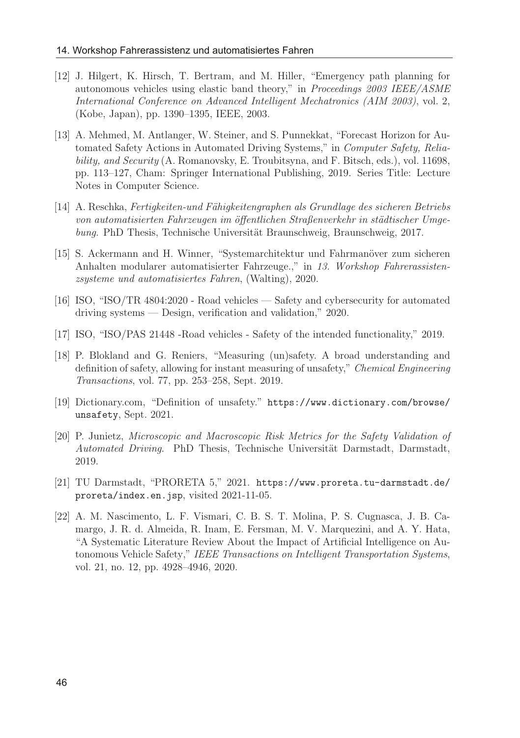[12] J. Hilgert, K. Hirsch, T. Bertram, and M. Hiller, "Emergency path planning for autonomous vehicles using elastic band theory," in *Proceedings 2003 IEEE/ASME International Conference on Advanced Intelligent Mechatronics (AIM 2003)*, vol. 2, (Kobe, Japan), pp. 1390–1395, IEEE, 2003.

[13] A. Mehmed, M. Antlanger, W. Steiner, and S. Punnekkat, "Forecast Horizon for Automated Safety Actions in Automated Driving Systems," in *Computer Safety, Reliability, and Security* (A. Romanovsky, E. Troubitsyna, and F. Bitsch, eds.), vol. 11698, pp. 113–127, Cham: Springer International Publishing, 2019. Series Title: Lecture Notes in Computer Science.

[14] A. Reschka, *Fertigkeiten-und Fähigkeitengraphen als Grundlage des sicheren Betriebs von automatisierten Fahrzeugen im öffentlichen Straßenverkehr in städtischer Umgebung*. PhD Thesis, Technische Universität Braunschweig, Braunschweig, 2017.

[15] S. Ackermann and H. Winner, "Systemarchitektur und Fahrmanöver zum sicheren Anhalten modularer automatisierter Fahrzeuge.," in *13. Workshop Fahrerassistenzsysteme und automatisiertes Fahren*, (Walting), 2020.

[16] ISO, "ISO/TR 4804:2020 - Road vehicles — Safety and cybersecurity for automated driving systems — Design, verification and validation," 2020.

[17] ISO, "ISO/PAS 21448 -Road vehicles - Safety of the intended functionality," 2019.

[18] P. Blokland and G. Reniers, "Measuring (un)safety. A broad understanding and definition of safety, allowing for instant measuring of unsafety," *Chemical Engineering Transactions*, vol. 77, pp. 253–258, Sept. 2019.

[19] Dictionary.com, "Definition of unsafety." https://www.dictionary.com/browse/unsafety, Sept. 2021.

[20] P. Junietz, *Microscopic and Macroscopic Risk Metrics for the Safety Validation of Automated Driving*. PhD Thesis, Technische Universität Darmstadt, Darmstadt, 2019.

[21] TU Darmstadt, "PRORETA 5," 2021. https://www.proreta.tu-darmstadt.de/proreta/index.en.jsp, visited 2021-11-05.

[22] A. M. Nascimento, L. F. Vismari, C. B. S. T. Molina, P. S. Cugnasca, J. B. Camargo, J. R. d. Almeida, R. Inam, E. Fersman, M. V. Marquezini, and A. Y. Hata, "A Systematic Literature Review About the Impact of Artificial Intelligence on Autonomous Vehicle Safety," *IEEE Transactions on Intelligent Transportation Systems*, vol. 21, no. 12, pp. 4928–4946, 2020.